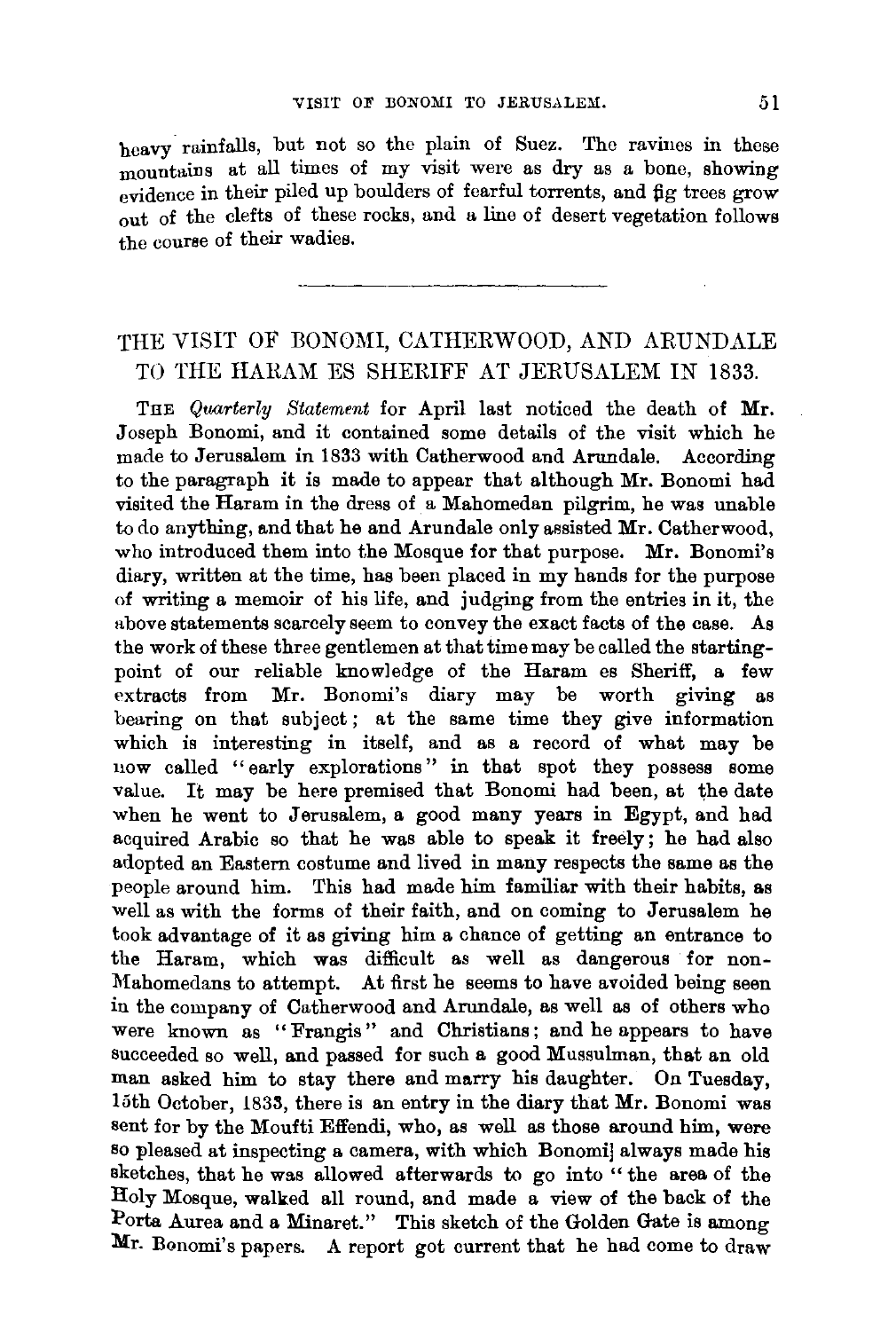heavy rainfalls, but not so the plain of Suez. The ravines in these mountains at all times of my visit were as dry as a bone, showing evidence in their piled up boulders of fearful torrents, and fig trees grow out of the clefts of these rocks, and a line of desert vegetation follows the course of their wadies.

---

## THE VISIT OF BONOMI, CATHERWOOD, AND ARUNDALE TO THE HARAM ES SHERIFF AT JERUSALEM IN 1833.

The *Quarterly Statement* for April last noticed the death of Mr. Joseph Bonomi, and it contained some details of the visit which he made to Jerusalem in 1833 with Catherwood and Arundale. According to the paragraph it is made to appear that although Mr. Bonomi had visited the Haram in the dress of a Mahomedan pilgrim, he was unable to do anything, and that he and Arundale only assisted Mr. Catherwood, who introduced them into the Mosque for that purpose. Mr. Bonomi's diary, written at the time, has been placed in my hands for the purpose of writing a memoir of his life, and judging from the entries in it, the above statements scarcely seem to convey the exact facts of the case. As the work of these three gentlemen at that time may be called the starting-point of our reliable knowledge of the Haram es Sheriff, a few extracts from Mr. Bonomi's diary may be worth giving as bearing on that subject; at the same time they give information which is interesting in itself, and as a record of what may be now called "early explorations" in that spot they possess some value. It may be here premised that Bonomi had been, at the date when he went to Jerusalem, a good many years in Egypt, and had acquired Arabic so that he was able to speak it freely; he had also adopted an Eastern costume and lived in many respects the same as the people around him. This had made him familiar with their habits, as well as with the forms of their faith, and on coming to Jerusalem he took advantage of it as giving him a chance of getting an entrance to the Haram, which was difficult as well as dangerous for non-Mahomedans to attempt. At first he seems to have avoided being seen in the company of Catherwood and Arundale, as well as of others who were known as "Frangis" and Christians; and he appears to have succeeded so well, and passed for such a good Mussulman, that an old man asked him to stay there and marry his daughter. On Tuesday, 15th October, 1833, there is an entry in the diary that Mr. Bonomi was sent for by the Moufti Effendi, who, as well as those around him, were so pleased at inspecting a camera, with which Bonomi always made his sketches, that he was allowed afterwards to go into "the area of the Holy Mosque, walked all round, and made a view of the back of the Porta Aurea and a Minaret." This sketch of the Golden Gate is among Mr. Bonomi's papers. A report got current that he had come to draw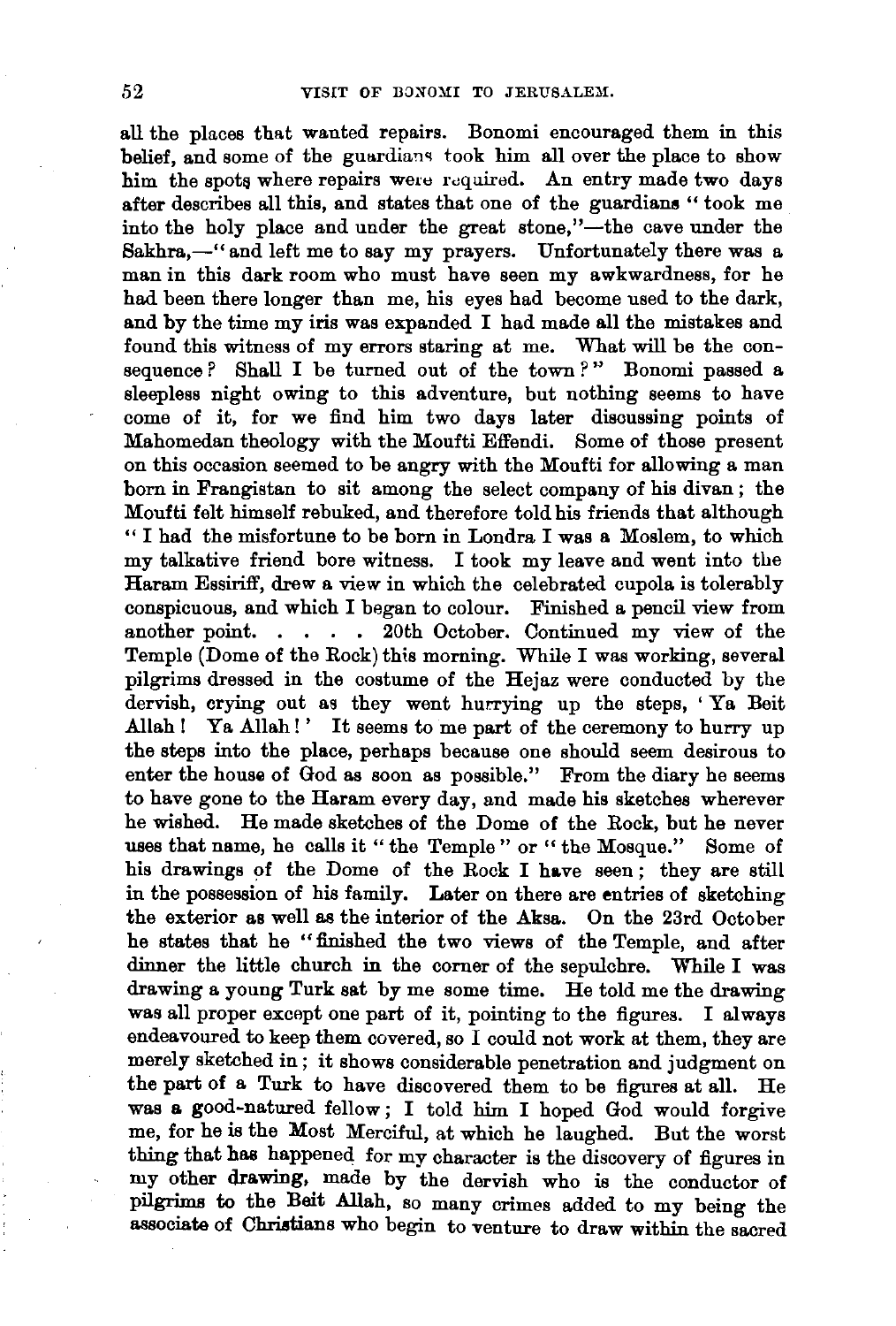all the places that wanted repairs. Bonomi encouraged them in this belief, and some of the guardians took him all over the place to show him the spots where repairs were required. An entry made two days after describes all this, and states that one of the guardians "took me into the holy place and under the great stone,"—the cave under the Sakhra,—"and left me to say my prayers. Unfortunately there was a man in this dark room who must have seen my awkwardness, for he had been there longer than me, his eyes had become used to the dark, and by the time my iris was expanded I had made all the mistakes and found this witness of my errors staring at me. What will be the consequence? Shall I be turned out of the town?" Bonomi passed a sleepless night owing to this adventure, but nothing seems to have come of it, for we find him two days later discussing points of Mahomedan theology with the Moufti Effendi. Some of those present on this occasion seemed to be angry with the Moufti for allowing a man born in Frangistan to sit among the select company of his divan; the Moufti felt himself rebuked, and therefore told his friends that although "I had the misfortune to be born in Londra I was a Moslem, to which my talkative friend bore witness. I took my leave and went into the Haram Essiriff, drew a view in which the celebrated cupola is tolerably conspicuous, and which I began to colour. Finished a pencil view from another point. . . . . 20th October. Continued my view of the Temple (Dome of the Rock) this morning. While I was working, several pilgrims dressed in the costume of the Hejaz were conducted by the dervish, crying out as they went hurrying up the steps, 'Ya Beit Allah! Ya Allah!' It seems to me part of the ceremony to hurry up the steps into the place, perhaps because one should seem desirous to enter the house of God as soon as possible." From the diary he seems to have gone to the Haram every day, and made his sketches wherever he wished. He made sketches of the Dome of the Rock, but he never uses that name, he calls it "the Temple" or "the Mosque." Some of his drawings of the Dome of the Rock I have seen; they are still in the possession of his family. Later on there are entries of sketching the exterior as well as the interior of the Aksa. On the 23rd October he states that he "finished the two views of the Temple, and after dinner the little church in the corner of the sepulchre. While I was drawing a young Turk sat by me some time. He told me the drawing was all proper except one part of it, pointing to the figures. I always endeavoured to keep them covered, so I could not work at them, they are merely sketched in; it shows considerable penetration and judgment on the part of a Turk to have discovered them to be figures at all. He was a good-natured fellow; I told him I hoped God would forgive me, for he is the Most Merciful, at which he laughed. But the worst thing that has happened for my character is the discovery of figures in my other drawing, made by the dervish who is the conductor of pilgrims to the Beit Allah, so many crimes added to my being the associate of Christians who begin to venture to draw within the sacred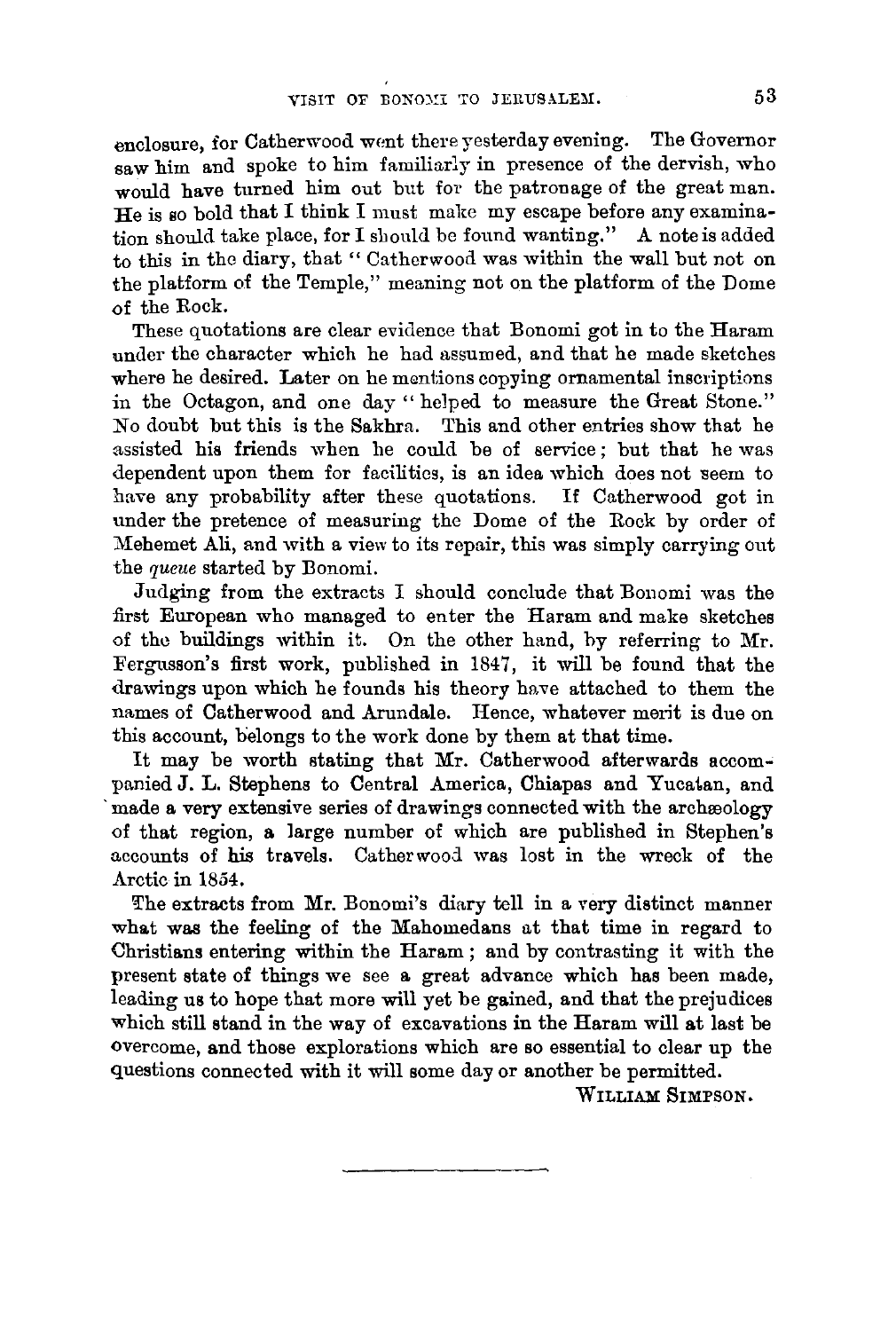enclosure, for Catherwood went there yesterday evening. The Governor saw him and spoke to him familiarly in presence of the dervish, who would have turned him out but for the patronage of the great man. He is so bold that I think I must make my escape before any examination should take place, for I should be found wanting." A note is added to this in the diary, that "Catherwood was within the wall but not on the platform of the Temple," meaning not on the platform of the Dome of the Rock.

These quotations are clear evidence that Bonomi got in to the Haram under the character which he had assumed, and that he made sketches where he desired. Later on he mentions copying ornamental inscriptions in the Octagon, and one day "helped to measure the Great Stone." No doubt but this is the Sakhra. This and other entries show that he assisted his friends when he could be of service; but that he was dependent upon them for facilities, is an idea which does not seem to have any probability after these quotations. If Catherwood got in under the pretence of measuring the Dome of the Rock by order of Mehemet Ali, and with a view to its repair, this was simply carrying out the *queue* started by Bonomi.

Judging from the extracts I should conclude that Bonomi was the first European who managed to enter the Haram and make sketches of the buildings within it. On the other hand, by referring to Mr. Fergusson's first work, published in 1847, it will be found that the drawings upon which he founds his theory have attached to them the names of Catherwood and Arundale. Hence, whatever merit is due on this account, belongs to the work done by them at that time.

It may be worth stating that Mr. Catherwood afterwards accompanied J. L. Stephens to Central America, Chiapas and Yucatan, and made a very extensive series of drawings connected with the archæology of that region, a large number of which are published in Stephen's accounts of his travels. Catherwood was lost in the wreck of the Arctic in 1854.

The extracts from Mr. Bonomi's diary tell in a very distinct manner what was the feeling of the Mahomedans at that time in regard to Christians entering within the Haram; and by contrasting it with the present state of things we see a great advance which has been made, leading us to hope that more will yet be gained, and that the prejudices which still stand in the way of excavations in the Haram will at last be overcome, and those explorations which are so essential to clear up the questions connected with it will some day or another be permitted.

WILLIAM SIMPSON.